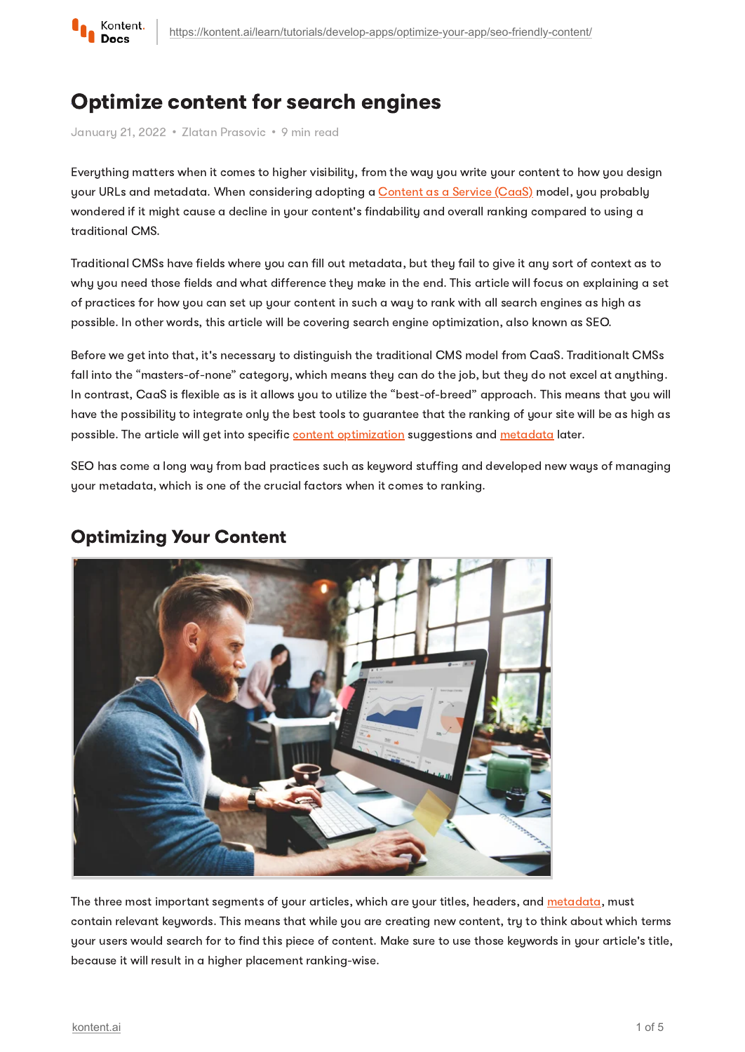# Optimize content for search engines

January 21, 2022 • Zlatan Prasovic • 9 min read

Everything matters when it comes to higher visibility, from the way you write your content to how you design your URLs and metadata. When considering adopting a Content as a Service (CaaS) model, you probably wondered if it might cause a decline in your content's findability and overall ranking compared to using a traditional CMS.

Traditional CMSs have fields where you can fill out metadata, but they fail to give it any sort of context as to why you need those fields and what difference they make in the end. This article will focus on explaining a set of practices for how you can set up your content in such a way to rank with all search engines as high as possible. In other words, this article will be covering search engine optimization, also known as SEO.

Before we get into that, it's necessary to distinguish the traditional CMS model from CaaS. Traditionalt CMSs fall into the "masters-of-none" category, which means they can do the job, but they do not excel at anything. In contrast, CaaS is flexible as is it allows you to utilize the "best-of-breed" approach. This means that you will have the possibility to integrate only the best tools to guarantee that the ranking of your site will be as high as possible. The article will get into specific content optimization suggestions and metadata later.

SEO has come a long way from bad practices such as keyword stuffing and developed new ways of managing your metadata, which is one of the crucial factors when it comes to ranking.

## Optimizing Your Content

The three most important segments of your articles, which are your titles, headers, and metadata, must contain relevant keywords. This means that while you are creating new content, try to think about which terms your users would search for to find this piece of content. Make sure to use those keywords in your article's title, because it will result in a higher placement ranking-wise.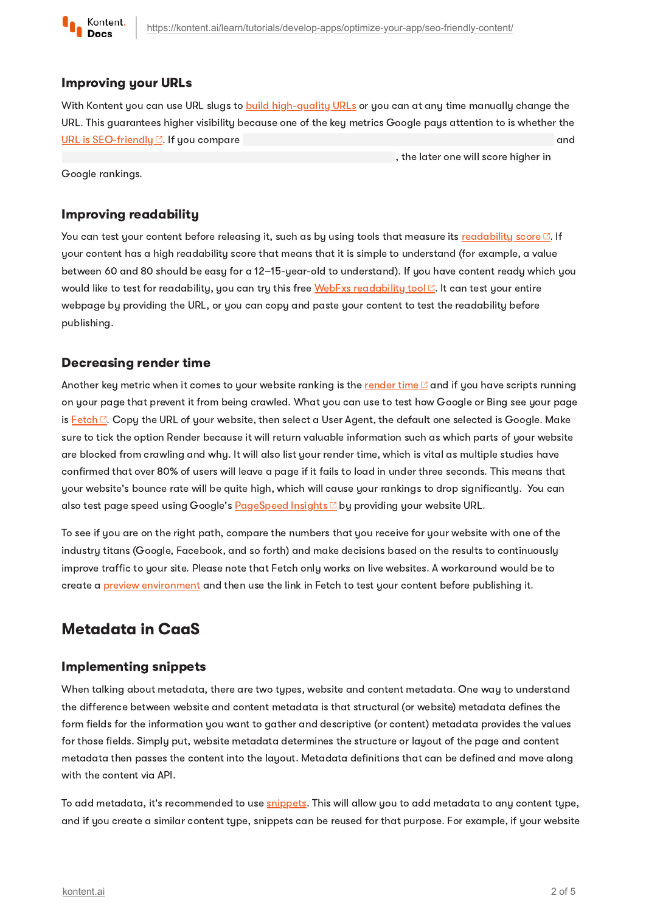### Improving your URLs

With Kontent you can use URL slugs to [build high-quality URLs] or you can at any time manually change the URL. This guarantees higher visibility because one of the key metrics Google pays attention to is whether the [URL is SEO-friendly]. If you compare and , the later one will score higher in Google rankings.

### Improving readability

You can test your content before releasing it, such as by using tools that measure its [readability score]. If your content has a high readability score that means that it is simple to understand (for example, a value between 60 and 80 should be easy for a 12–15-year-old to understand). If you have content ready which you would like to test for readability, you can try this free [WebFxs readability tool]. It can test your entire webpage by providing the URL, or you can copy and paste your content to test the readability before publishing.

### Decreasing render time

Another key metric when it comes to your website ranking is the [render time] and if you have scripts running on your page that prevent it from being crawled. What you can use to test how Google or Bing see your page is [Fetch]. Copy the URL of your website, then select a User Agent, the default one selected is Google. Make sure to tick the option Render because it will return valuable information such as which parts of your website are blocked from crawling and why. It will also list your render time, which is vital as multiple studies have confirmed that over 80% of users will leave a page if it fails to load in under three seconds. This means that your website's bounce rate will be quite high, which will cause your rankings to drop significantly. You can also test page speed using Google's [PageSpeed Insights] by providing your website URL.

To see if you are on the right path, compare the numbers that you receive for your website with one of the industry titans (Google, Facebook, and so forth) and make decisions based on the results to continuously improve traffic to your site. Please note that Fetch only works on live websites. A workaround would be to create a [preview environment] and then use the link in Fetch to test your content before publishing it.

## Metadata in CaaS

### Implementing snippets

When talking about metadata, there are two types, website and content metadata. One way to understand the difference between website and content metadata is that structural (or website) metadata defines the form fields for the information you want to gather and descriptive (or content) metadata provides the values for those fields. Simply put, website metadata determines the structure or layout of the page and content metadata then passes the content into the layout. Metadata definitions that can be defined and move along with the content via API.

To add metadata, it's recommended to use [snippets]. This will allow you to add metadata to any content type, and if you create a similar content type, snippets can be reused for that purpose. For example, if your website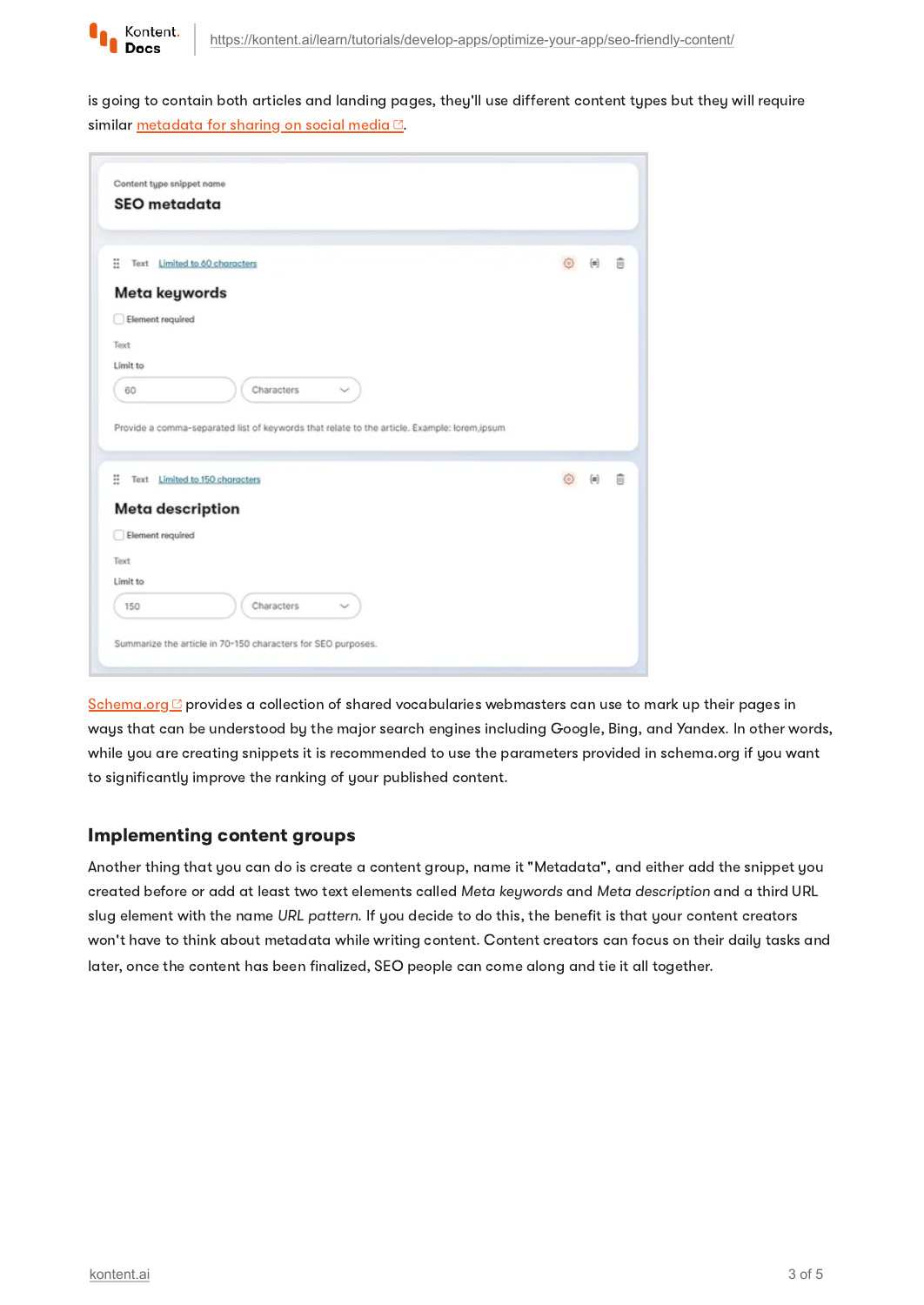is going to contain both articles and landing pages, they'll use different content types but they will require similar metadata for sharing on social media.

Schema.org provides a collection of shared vocabularies webmasters can use to mark up their pages in ways that can be understood by the major search engines including Google, Bing, and Yandex. In other words, while you are creating snippets it is recommended to use the parameters provided in schema.org if you want to significantly improve the ranking of your published content.

## Implementing content groups

Another thing that you can do is create a content group, name it "Metadata", and either add the snippet you created before or add at least two text elements called *Meta keywords* and *Meta description* and a third URL slug element with the name *URL pattern*. If you decide to do this, the benefit is that your content creators won't have to think about metadata while writing content. Content creators can focus on their daily tasks and later, once the content has been finalized, SEO people can come along and tie it all together.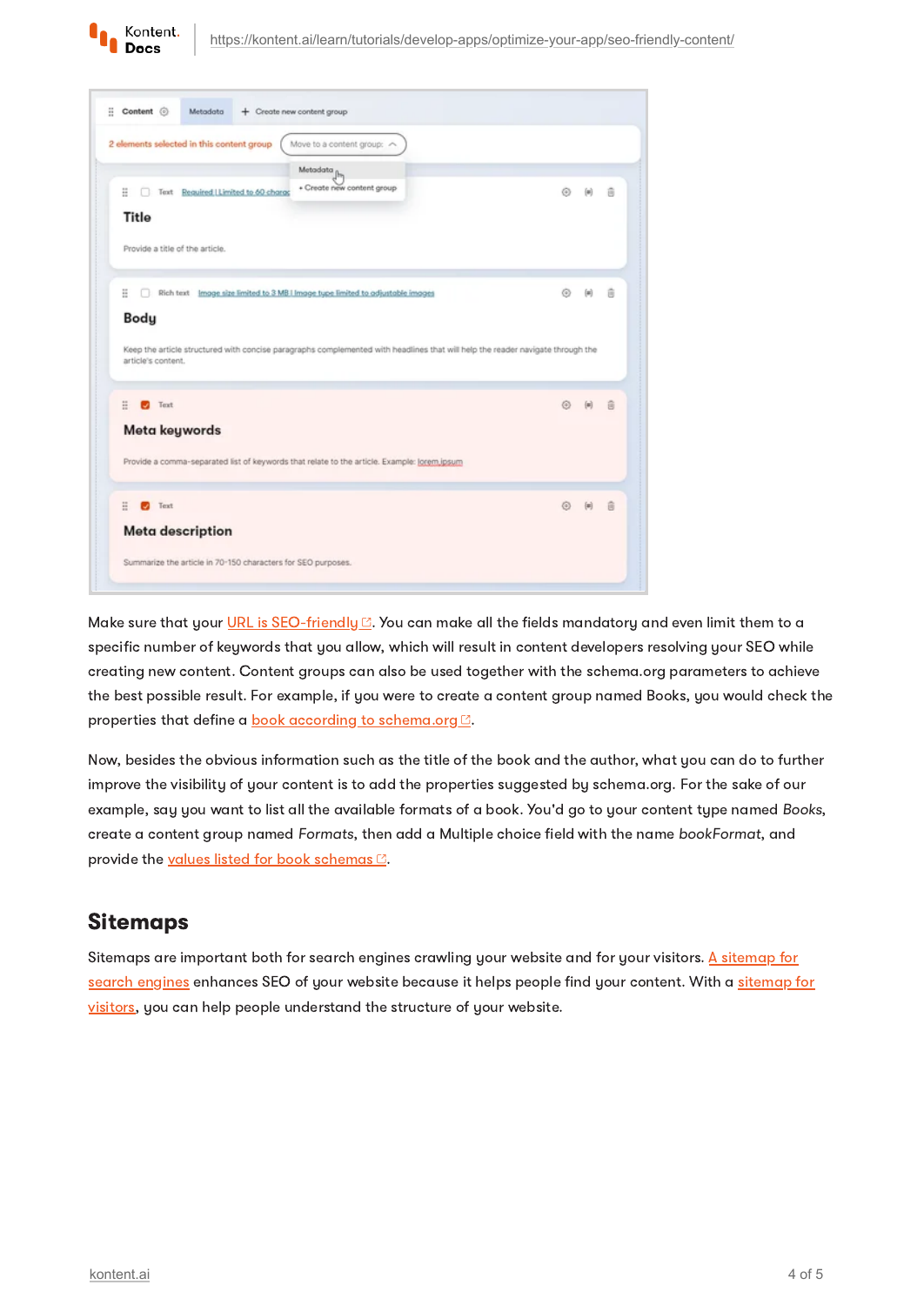Make sure that your URL is SEO-friendly. You can make all the fields mandatory and even limit them to a specific number of keywords that you allow, which will result in content developers resolving your SEO while creating new content. Content groups can also be used together with the schema.org parameters to achieve the best possible result. For example, if you were to create a content group named Books, you would check the properties that define a book according to schema.org.

Now, besides the obvious information such as the title of the book and the author, what you can do to further improve the visibility of your content is to add the properties suggested by schema.org. For the sake of our example, say you want to list all the available formats of a book. You'd go to your content type named *Books*, create a content group named *Formats*, then add a Multiple choice field with the name *bookFormat*, and provide the values listed for book schemas.

## Sitemaps

Sitemaps are important both for search engines crawling your website and for your visitors. A sitemap for search engines enhances SEO of your website because it helps people find your content. With a sitemap for visitors, you can help people understand the structure of your website.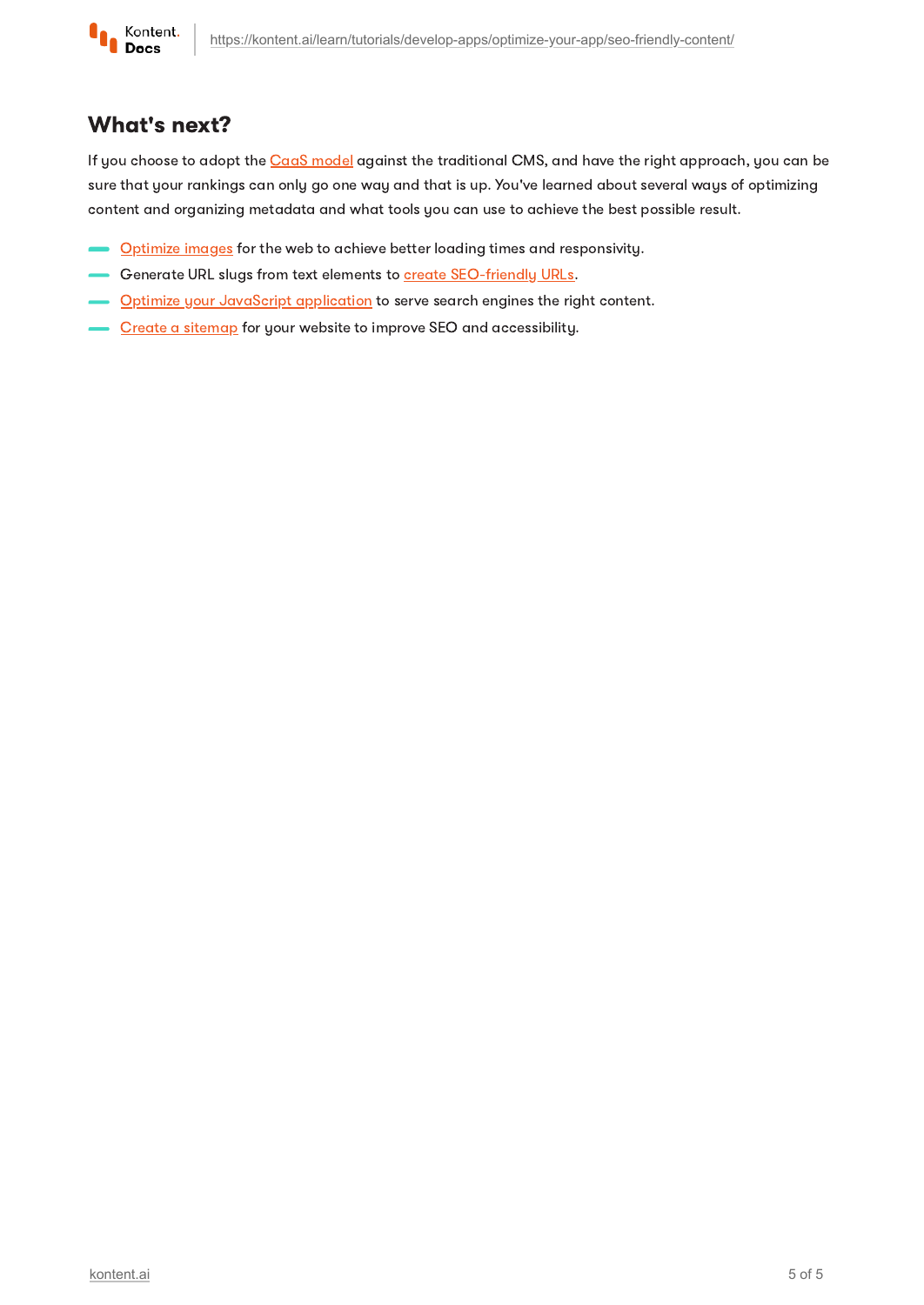## What's next?

If you choose to adopt the CaaS model against the traditional CMS, and have the right approach, you can be sure that your rankings can only go one way and that is up. You've learned about several ways of optimizing content and organizing metadata and what tools you can use to achieve the best possible result.

- Optimize images for the web to achieve better loading times and responsivity.
- Generate URL slugs from text elements to create SEO-friendly URLs.
- Optimize your JavaScript application to serve search engines the right content.
- Create a sitemap for your website to improve SEO and accessibility.